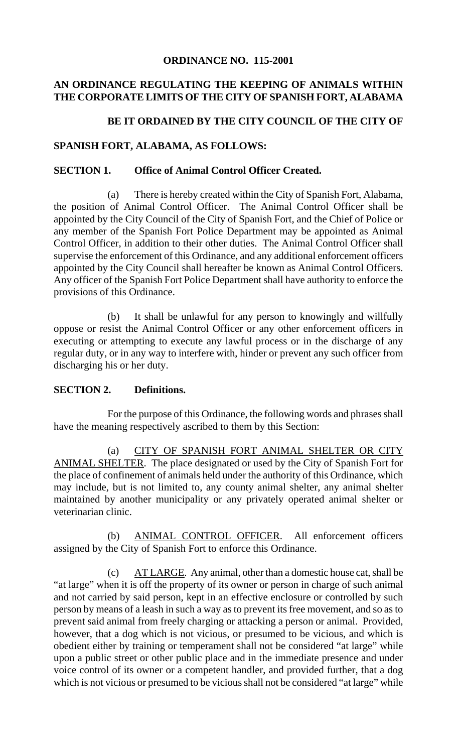**ORDINANCE NO. 115-2001**

**AN ORDINANCE REGULATING THE KEEPING OF ANIMALS WITHIN THE CORPORATE LIMITS OF THE CITY OF SPANISH FORT, ALABAMA**

**BE IT ORDAINED BY THE CITY COUNCIL OF THE CITY OF SPANISH FORT, ALABAMA, AS FOLLOWS:**

**SECTION 1. Office of Animal Control Officer Created.**

(a) There is hereby created within the City of Spanish Fort, Alabama, the position of Animal Control Officer. The Animal Control Officer shall be appointed by the City Council of the City of Spanish Fort, and the Chief of Police or any member of the Spanish Fort Police Department may be appointed as Animal Control Officer, in addition to their other duties. The Animal Control Officer shall supervise the enforcement of this Ordinance, and any additional enforcement officers appointed by the City Council shall hereafter be known as Animal Control Officers. Any officer of the Spanish Fort Police Department shall have authority to enforce the provisions of this Ordinance.

(b) It shall be unlawful for any person to knowingly and willfully oppose or resist the Animal Control Officer or any other enforcement officers in executing or attempting to execute any lawful process or in the discharge of any regular duty, or in any way to interfere with, hinder or prevent any such officer from discharging his or her duty.

**SECTION 2. Definitions.**

For the purpose of this Ordinance, the following words and phrases shall have the meaning respectively ascribed to them by this Section:

(a) <u>CITY OF SPANISH FORT ANIMAL SHELTER OR CITY ANIMAL SHELTER</u>. The place designated or used by the City of Spanish Fort for the place of confinement of animals held under the authority of this Ordinance, which may include, but is not limited to, any county animal shelter, any animal shelter maintained by another municipality or any privately operated animal shelter or veterinarian clinic.

(b) <u>ANIMAL CONTROL OFFICER</u>. All enforcement officers assigned by the City of Spanish Fort to enforce this Ordinance.

(c) <u>AT LARGE</u>. Any animal, other than a domestic house cat, shall be "at large" when it is off the property of its owner or person in charge of such animal and not carried by said person, kept in an effective enclosure or controlled by such person by means of a leash in such a way as to prevent its free movement, and so as to prevent said animal from freely charging or attacking a person or animal. Provided, however, that a dog which is not vicious, or presumed to be vicious, and which is obedient either by training or temperament shall not be considered "at large" while upon a public street or other public place and in the immediate presence and under voice control of its owner or a competent handler, and provided further, that a dog which is not vicious or presumed to be vicious shall not be considered "at large" while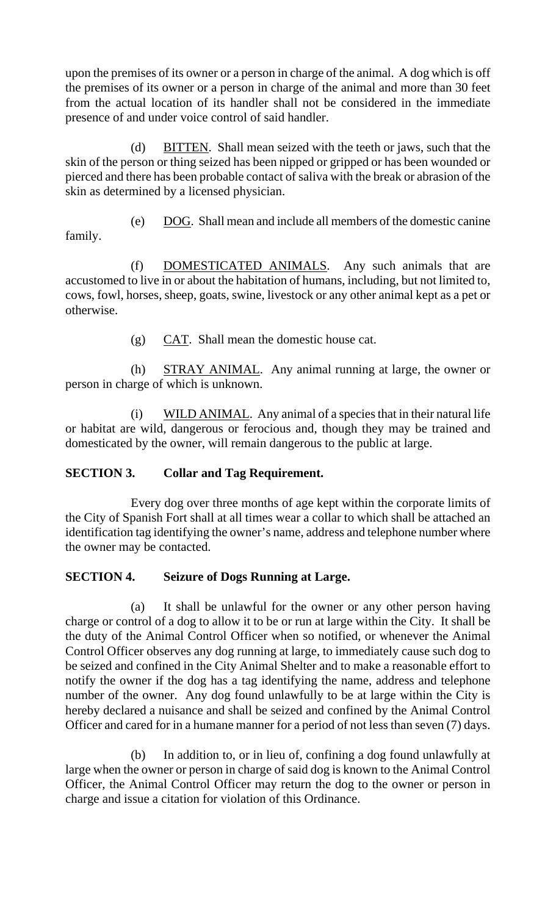upon the premises of its owner or a person in charge of the animal. A dog which is off the premises of its owner or a person in charge of the animal and more than 30 feet from the actual location of its handler shall not be considered in the immediate presence of and under voice control of said handler.

(d) BITTEN. Shall mean seized with the teeth or jaws, such that the skin of the person or thing seized has been nipped or gripped or has been wounded or pierced and there has been probable contact of saliva with the break or abrasion of the skin as determined by a licensed physician.

(e) DOG. Shall mean and include all members of the domestic canine family.

(f) DOMESTICATED ANIMALS. Any such animals that are accustomed to live in or about the habitation of humans, including, but not limited to, cows, fowl, horses, sheep, goats, swine, livestock or any other animal kept as a pet or otherwise.

(g) CAT. Shall mean the domestic house cat.

(h) STRAY ANIMAL. Any animal running at large, the owner or person in charge of which is unknown.

(i) WILD ANIMAL. Any animal of a species that in their natural life or habitat are wild, dangerous or ferocious and, though they may be trained and domesticated by the owner, will remain dangerous to the public at large.

**SECTION 3. Collar and Tag Requirement.**

Every dog over three months of age kept within the corporate limits of the City of Spanish Fort shall at all times wear a collar to which shall be attached an identification tag identifying the owner's name, address and telephone number where the owner may be contacted.

**SECTION 4. Seizure of Dogs Running at Large.**

(a) It shall be unlawful for the owner or any other person having charge or control of a dog to allow it to be or run at large within the City. It shall be the duty of the Animal Control Officer when so notified, or whenever the Animal Control Officer observes any dog running at large, to immediately cause such dog to be seized and confined in the City Animal Shelter and to make a reasonable effort to notify the owner if the dog has a tag identifying the name, address and telephone number of the owner. Any dog found unlawfully to be at large within the City is hereby declared a nuisance and shall be seized and confined by the Animal Control Officer and cared for in a humane manner for a period of not less than seven (7) days.

(b) In addition to, or in lieu of, confining a dog found unlawfully at large when the owner or person in charge of said dog is known to the Animal Control Officer, the Animal Control Officer may return the dog to the owner or person in charge and issue a citation for violation of this Ordinance.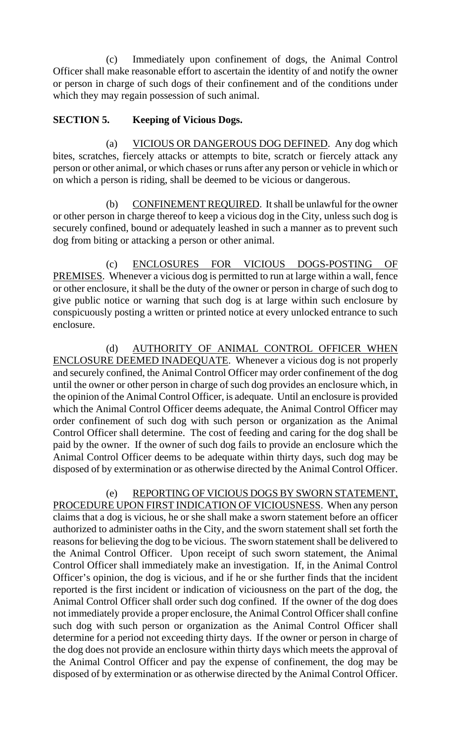(c) Immediately upon confinement of dogs, the Animal Control Officer shall make reasonable effort to ascertain the identity of and notify the owner or person in charge of such dogs of their confinement and of the conditions under which they may regain possession of such animal.

**SECTION 5. Keeping of Vicious Dogs.**

(a) VICIOUS OR DANGEROUS DOG DEFINED. Any dog which bites, scratches, fiercely attacks or attempts to bite, scratch or fiercely attack any person or other animal, or which chases or runs after any person or vehicle in which or on which a person is riding, shall be deemed to be vicious or dangerous.

(b) CONFINEMENT REQUIRED. It shall be unlawful for the owner or other person in charge thereof to keep a vicious dog in the City, unless such dog is securely confined, bound or adequately leashed in such a manner as to prevent such dog from biting or attacking a person or other animal.

(c) ENCLOSURES FOR VICIOUS DOGS-POSTING OF PREMISES. Whenever a vicious dog is permitted to run at large within a wall, fence or other enclosure, it shall be the duty of the owner or person in charge of such dog to give public notice or warning that such dog is at large within such enclosure by conspicuously posting a written or printed notice at every unlocked entrance to such enclosure.

(d) AUTHORITY OF ANIMAL CONTROL OFFICER WHEN ENCLOSURE DEEMED INADEQUATE. Whenever a vicious dog is not properly and securely confined, the Animal Control Officer may order confinement of the dog until the owner or other person in charge of such dog provides an enclosure which, in the opinion of the Animal Control Officer, is adequate. Until an enclosure is provided which the Animal Control Officer deems adequate, the Animal Control Officer may order confinement of such dog with such person or organization as the Animal Control Officer shall determine. The cost of feeding and caring for the dog shall be paid by the owner. If the owner of such dog fails to provide an enclosure which the Animal Control Officer deems to be adequate within thirty days, such dog may be disposed of by extermination or as otherwise directed by the Animal Control Officer.

(e) REPORTING OF VICIOUS DOGS BY SWORN STATEMENT, PROCEDURE UPON FIRST INDICATION OF VICIOUSNESS. When any person claims that a dog is vicious, he or she shall make a sworn statement before an officer authorized to administer oaths in the City, and the sworn statement shall set forth the reasons for believing the dog to be vicious. The sworn statement shall be delivered to the Animal Control Officer. Upon receipt of such sworn statement, the Animal Control Officer shall immediately make an investigation. If, in the Animal Control Officer's opinion, the dog is vicious, and if he or she further finds that the incident reported is the first incident or indication of viciousness on the part of the dog, the Animal Control Officer shall order such dog confined. If the owner of the dog does not immediately provide a proper enclosure, the Animal Control Officer shall confine such dog with such person or organization as the Animal Control Officer shall determine for a period not exceeding thirty days. If the owner or person in charge of the dog does not provide an enclosure within thirty days which meets the approval of the Animal Control Officer and pay the expense of confinement, the dog may be disposed of by extermination or as otherwise directed by the Animal Control Officer.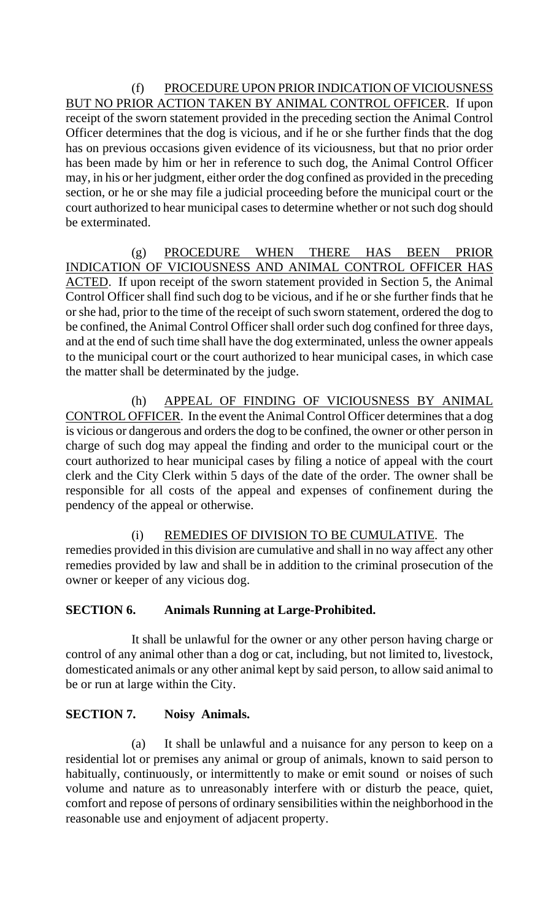(f) PROCEDURE UPON PRIOR INDICATION OF VICIOUSNESS BUT NO PRIOR ACTION TAKEN BY ANIMAL CONTROL OFFICER. If upon receipt of the sworn statement provided in the preceding section the Animal Control Officer determines that the dog is vicious, and if he or she further finds that the dog has on previous occasions given evidence of its viciousness, but that no prior order has been made by him or her in reference to such dog, the Animal Control Officer may, in his or her judgment, either order the dog confined as provided in the preceding section, or he or she may file a judicial proceeding before the municipal court or the court authorized to hear municipal cases to determine whether or not such dog should be exterminated.

(g) PROCEDURE WHEN THERE HAS BEEN PRIOR INDICATION OF VICIOUSNESS AND ANIMAL CONTROL OFFICER HAS ACTED. If upon receipt of the sworn statement provided in Section 5, the Animal Control Officer shall find such dog to be vicious, and if he or she further finds that he or she had, prior to the time of the receipt of such sworn statement, ordered the dog to be confined, the Animal Control Officer shall order such dog confined for three days, and at the end of such time shall have the dog exterminated, unless the owner appeals to the municipal court or the court authorized to hear municipal cases, in which case the matter shall be determinated by the judge.

(h) APPEAL OF FINDING OF VICIOUSNESS BY ANIMAL CONTROL OFFICER. In the event the Animal Control Officer determines that a dog is vicious or dangerous and orders the dog to be confined, the owner or other person in charge of such dog may appeal the finding and order to the municipal court or the court authorized to hear municipal cases by filing a notice of appeal with the court clerk and the City Clerk within 5 days of the date of the order. The owner shall be responsible for all costs of the appeal and expenses of confinement during the pendency of the appeal or otherwise.

(i) REMEDIES OF DIVISION TO BE CUMULATIVE. The remedies provided in this division are cumulative and shall in no way affect any other remedies provided by law and shall be in addition to the criminal prosecution of the owner or keeper of any vicious dog.

**SECTION 6. Animals Running at Large-Prohibited.**

It shall be unlawful for the owner or any other person having charge or control of any animal other than a dog or cat, including, but not limited to, livestock, domesticated animals or any other animal kept by said person, to allow said animal to be or run at large within the City.

**SECTION 7. Noisy Animals.**

(a) It shall be unlawful and a nuisance for any person to keep on a residential lot or premises any animal or group of animals, known to said person to habitually, continuously, or intermittently to make or emit sound or noises of such volume and nature as to unreasonably interfere with or disturb the peace, quiet, comfort and repose of persons of ordinary sensibilities within the neighborhood in the reasonable use and enjoyment of adjacent property.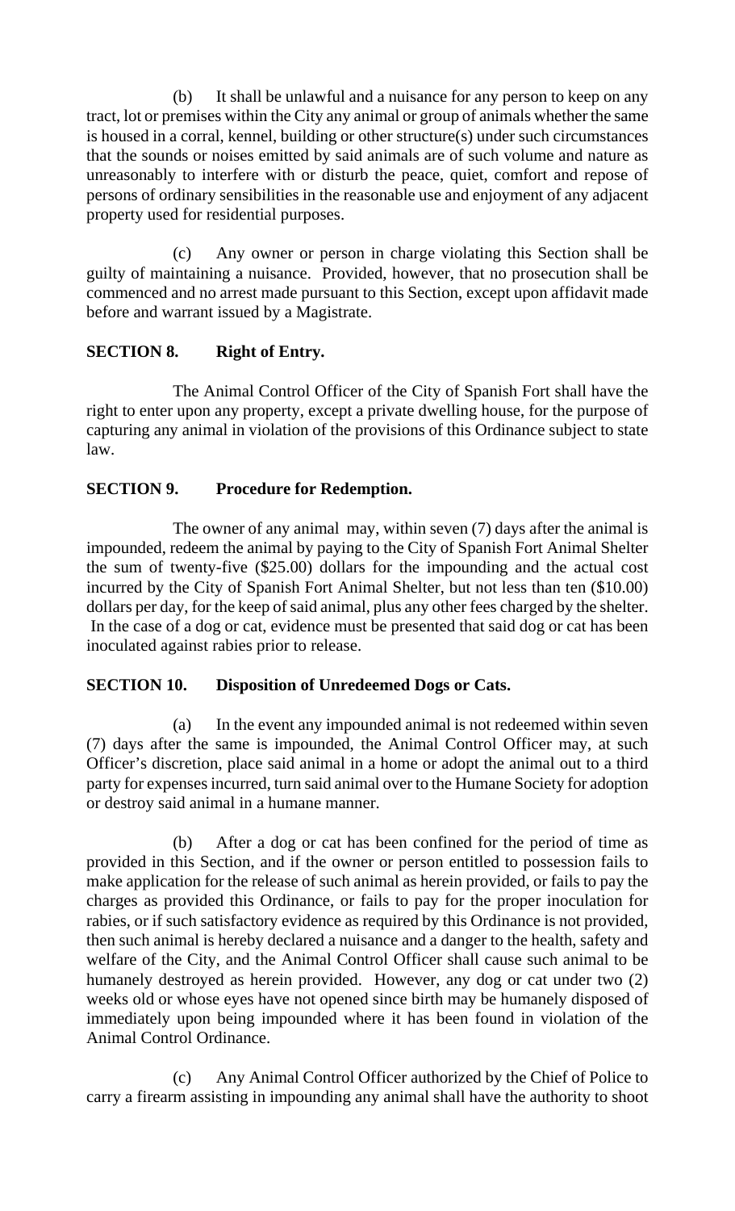(b) It shall be unlawful and a nuisance for any person to keep on any tract, lot or premises within the City any animal or group of animals whether the same is housed in a corral, kennel, building or other structure(s) under such circumstances that the sounds or noises emitted by said animals are of such volume and nature as unreasonably to interfere with or disturb the peace, quiet, comfort and repose of persons of ordinary sensibilities in the reasonable use and enjoyment of any adjacent property used for residential purposes.

(c) Any owner or person in charge violating this Section shall be guilty of maintaining a nuisance. Provided, however, that no prosecution shall be commenced and no arrest made pursuant to this Section, except upon affidavit made before and warrant issued by a Magistrate.

**SECTION 8. Right of Entry.**

The Animal Control Officer of the City of Spanish Fort shall have the right to enter upon any property, except a private dwelling house, for the purpose of capturing any animal in violation of the provisions of this Ordinance subject to state law.

**SECTION 9. Procedure for Redemption.**

The owner of any animal may, within seven (7) days after the animal is impounded, redeem the animal by paying to the City of Spanish Fort Animal Shelter the sum of twenty-five ($25.00) dollars for the impounding and the actual cost incurred by the City of Spanish Fort Animal Shelter, but not less than ten ($10.00) dollars per day, for the keep of said animal, plus any other fees charged by the shelter. In the case of a dog or cat, evidence must be presented that said dog or cat has been inoculated against rabies prior to release.

**SECTION 10. Disposition of Unredeemed Dogs or Cats.**

(a) In the event any impounded animal is not redeemed within seven (7) days after the same is impounded, the Animal Control Officer may, at such Officer's discretion, place said animal in a home or adopt the animal out to a third party for expenses incurred, turn said animal over to the Humane Society for adoption or destroy said animal in a humane manner.

(b) After a dog or cat has been confined for the period of time as provided in this Section, and if the owner or person entitled to possession fails to make application for the release of such animal as herein provided, or fails to pay the charges as provided this Ordinance, or fails to pay for the proper inoculation for rabies, or if such satisfactory evidence as required by this Ordinance is not provided, then such animal is hereby declared a nuisance and a danger to the health, safety and welfare of the City, and the Animal Control Officer shall cause such animal to be humanely destroyed as herein provided. However, any dog or cat under two (2) weeks old or whose eyes have not opened since birth may be humanely disposed of immediately upon being impounded where it has been found in violation of the Animal Control Ordinance.

(c) Any Animal Control Officer authorized by the Chief of Police to carry a firearm assisting in impounding any animal shall have the authority to shoot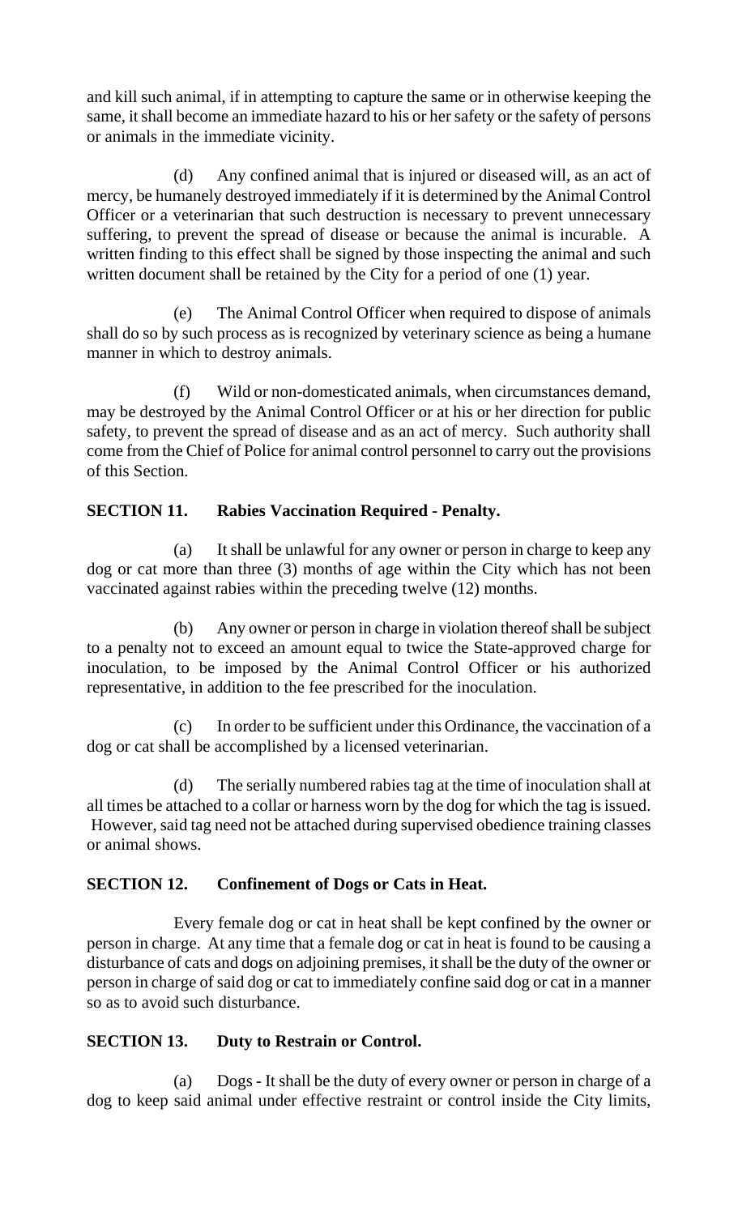and kill such animal, if in attempting to capture the same or in otherwise keeping the same, it shall become an immediate hazard to his or her safety or the safety of persons or animals in the immediate vicinity.

(d) Any confined animal that is injured or diseased will, as an act of mercy, be humanely destroyed immediately if it is determined by the Animal Control Officer or a veterinarian that such destruction is necessary to prevent unnecessary suffering, to prevent the spread of disease or because the animal is incurable. A written finding to this effect shall be signed by those inspecting the animal and such written document shall be retained by the City for a period of one (1) year.

(e) The Animal Control Officer when required to dispose of animals shall do so by such process as is recognized by veterinary science as being a humane manner in which to destroy animals.

(f) Wild or non-domesticated animals, when circumstances demand, may be destroyed by the Animal Control Officer or at his or her direction for public safety, to prevent the spread of disease and as an act of mercy. Such authority shall come from the Chief of Police for animal control personnel to carry out the provisions of this Section.

**SECTION 11. Rabies Vaccination Required - Penalty.**

(a) It shall be unlawful for any owner or person in charge to keep any dog or cat more than three (3) months of age within the City which has not been vaccinated against rabies within the preceding twelve (12) months.

(b) Any owner or person in charge in violation thereof shall be subject to a penalty not to exceed an amount equal to twice the State-approved charge for inoculation, to be imposed by the Animal Control Officer or his authorized representative, in addition to the fee prescribed for the inoculation.

(c) In order to be sufficient under this Ordinance, the vaccination of a dog or cat shall be accomplished by a licensed veterinarian.

(d) The serially numbered rabies tag at the time of inoculation shall at all times be attached to a collar or harness worn by the dog for which the tag is issued. However, said tag need not be attached during supervised obedience training classes or animal shows.

**SECTION 12. Confinement of Dogs or Cats in Heat.**

Every female dog or cat in heat shall be kept confined by the owner or person in charge. At any time that a female dog or cat in heat is found to be causing a disturbance of cats and dogs on adjoining premises, it shall be the duty of the owner or person in charge of said dog or cat to immediately confine said dog or cat in a manner so as to avoid such disturbance.

**SECTION 13. Duty to Restrain or Control.**

(a) Dogs - It shall be the duty of every owner or person in charge of a dog to keep said animal under effective restraint or control inside the City limits,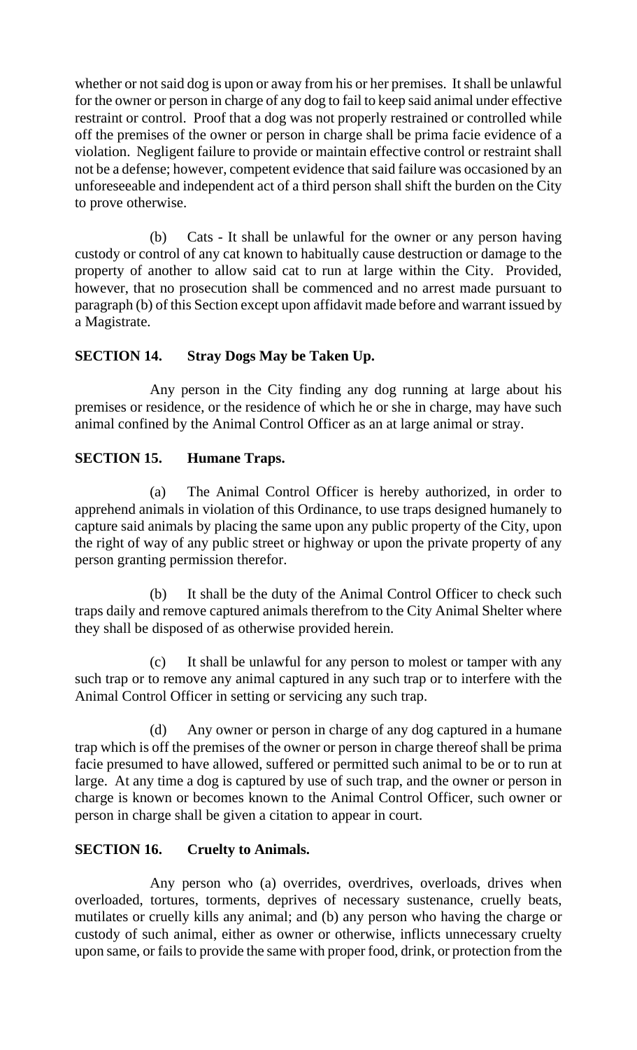whether or not said dog is upon or away from his or her premises. It shall be unlawful for the owner or person in charge of any dog to fail to keep said animal under effective restraint or control. Proof that a dog was not properly restrained or controlled while off the premises of the owner or person in charge shall be prima facie evidence of a violation. Negligent failure to provide or maintain effective control or restraint shall not be a defense; however, competent evidence that said failure was occasioned by an unforeseeable and independent act of a third person shall shift the burden on the City to prove otherwise.

(b) Cats - It shall be unlawful for the owner or any person having custody or control of any cat known to habitually cause destruction or damage to the property of another to allow said cat to run at large within the City. Provided, however, that no prosecution shall be commenced and no arrest made pursuant to paragraph (b) of this Section except upon affidavit made before and warrant issued by a Magistrate.

**SECTION 14. Stray Dogs May be Taken Up.**

Any person in the City finding any dog running at large about his premises or residence, or the residence of which he or she in charge, may have such animal confined by the Animal Control Officer as an at large animal or stray.

**SECTION 15. Humane Traps.**

(a) The Animal Control Officer is hereby authorized, in order to apprehend animals in violation of this Ordinance, to use traps designed humanely to capture said animals by placing the same upon any public property of the City, upon the right of way of any public street or highway or upon the private property of any person granting permission therefor.

(b) It shall be the duty of the Animal Control Officer to check such traps daily and remove captured animals therefrom to the City Animal Shelter where they shall be disposed of as otherwise provided herein.

(c) It shall be unlawful for any person to molest or tamper with any such trap or to remove any animal captured in any such trap or to interfere with the Animal Control Officer in setting or servicing any such trap.

(d) Any owner or person in charge of any dog captured in a humane trap which is off the premises of the owner or person in charge thereof shall be prima facie presumed to have allowed, suffered or permitted such animal to be or to run at large. At any time a dog is captured by use of such trap, and the owner or person in charge is known or becomes known to the Animal Control Officer, such owner or person in charge shall be given a citation to appear in court.

**SECTION 16. Cruelty to Animals.**

Any person who (a) overrides, overdrives, overloads, drives when overloaded, tortures, torments, deprives of necessary sustenance, cruelly beats, mutilates or cruelly kills any animal; and (b) any person who having the charge or custody of such animal, either as owner or otherwise, inflicts unnecessary cruelty upon same, or fails to provide the same with proper food, drink, or protection from the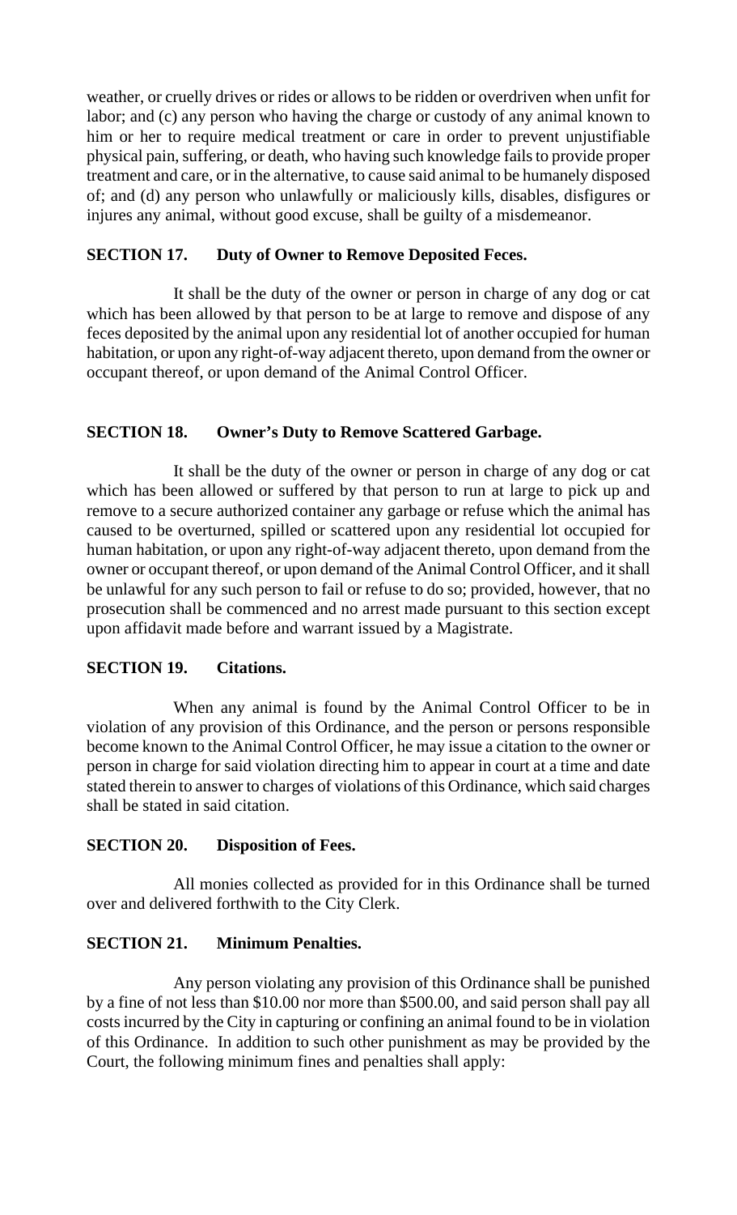weather, or cruelly drives or rides or allows to be ridden or overdriven when unfit for labor; and (c) any person who having the charge or custody of any animal known to him or her to require medical treatment or care in order to prevent unjustifiable physical pain, suffering, or death, who having such knowledge fails to provide proper treatment and care, or in the alternative, to cause said animal to be humanely disposed of; and (d) any person who unlawfully or maliciously kills, disables, disfigures or injures any animal, without good excuse, shall be guilty of a misdemeanor.

**SECTION 17. Duty of Owner to Remove Deposited Feces.**

It shall be the duty of the owner or person in charge of any dog or cat which has been allowed by that person to be at large to remove and dispose of any feces deposited by the animal upon any residential lot of another occupied for human habitation, or upon any right-of-way adjacent thereto, upon demand from the owner or occupant thereof, or upon demand of the Animal Control Officer.

**SECTION 18. Owner's Duty to Remove Scattered Garbage.**

It shall be the duty of the owner or person in charge of any dog or cat which has been allowed or suffered by that person to run at large to pick up and remove to a secure authorized container any garbage or refuse which the animal has caused to be overturned, spilled or scattered upon any residential lot occupied for human habitation, or upon any right-of-way adjacent thereto, upon demand from the owner or occupant thereof, or upon demand of the Animal Control Officer, and it shall be unlawful for any such person to fail or refuse to do so; provided, however, that no prosecution shall be commenced and no arrest made pursuant to this section except upon affidavit made before and warrant issued by a Magistrate.

**SECTION 19. Citations.**

When any animal is found by the Animal Control Officer to be in violation of any provision of this Ordinance, and the person or persons responsible become known to the Animal Control Officer, he may issue a citation to the owner or person in charge for said violation directing him to appear in court at a time and date stated therein to answer to charges of violations of this Ordinance, which said charges shall be stated in said citation.

**SECTION 20. Disposition of Fees.**

All monies collected as provided for in this Ordinance shall be turned over and delivered forthwith to the City Clerk.

**SECTION 21. Minimum Penalties.**

Any person violating any provision of this Ordinance shall be punished by a fine of not less than $10.00 nor more than $500.00, and said person shall pay all costs incurred by the City in capturing or confining an animal found to be in violation of this Ordinance. In addition to such other punishment as may be provided by the Court, the following minimum fines and penalties shall apply: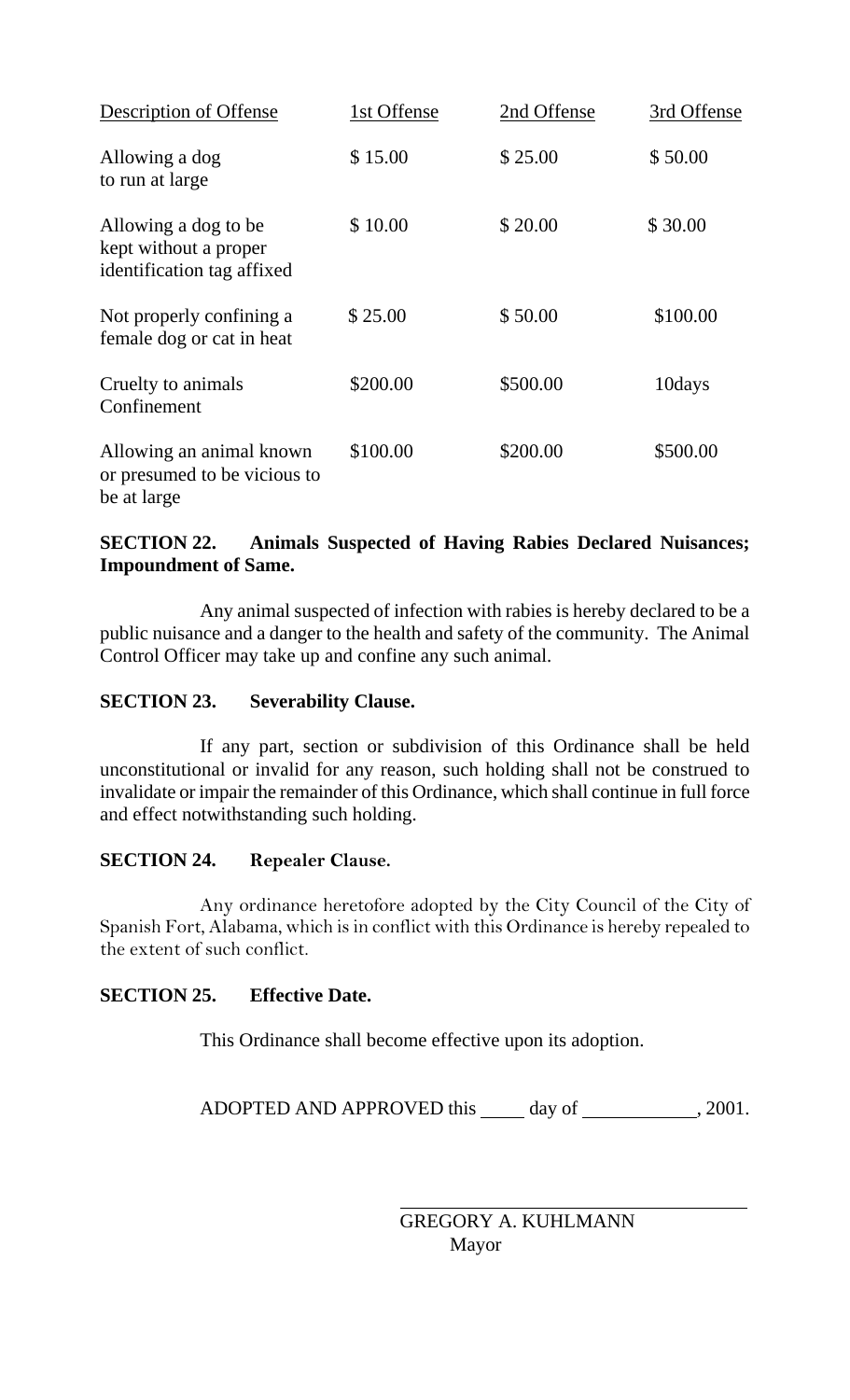| Description of Offense | 1st Offense | 2nd Offense | 3rd Offense |
| --- | --- | --- | --- |
| Allowing a dog to run at large | \$ 15.00 | \$ 25.00 | \$ 50.00 |
| Allowing a dog to be kept without a proper identification tag affixed | \$ 10.00 | \$ 20.00 | \$ 30.00 |
| Not properly confining a female dog or cat in heat | \$ 25.00 | \$ 50.00 | \$100.00 |
| Cruelty to animals Confinement | \$200.00 | \$500.00 | 10days |
| Allowing an animal known or presumed to be vicious to be at large | \$100.00 | \$200.00 | \$500.00 |

**SECTION 22. Animals Suspected of Having Rabies Declared Nuisances; Impoundment of Same.**

Any animal suspected of infection with rabies is hereby declared to be a public nuisance and a danger to the health and safety of the community. The Animal Control Officer may take up and confine any such animal.

**SECTION 23. Severability Clause.**

If any part, section or subdivision of this Ordinance shall be held unconstitutional or invalid for any reason, such holding shall not be construed to invalidate or impair the remainder of this Ordinance, which shall continue in full force and effect notwithstanding such holding.

**SECTION 24. Repealer Clause.**

Any ordinance heretofore adopted by the City Council of the City of Spanish Fort, Alabama, which is in conflict with this Ordinance is hereby repealed to the extent of such conflict.

**SECTION 25. Effective Date.**

This Ordinance shall become effective upon its adoption.

ADOPTED AND APPROVED this ____ day of ___________, 2001.

GREGORY A. KUHLMANN
Mayor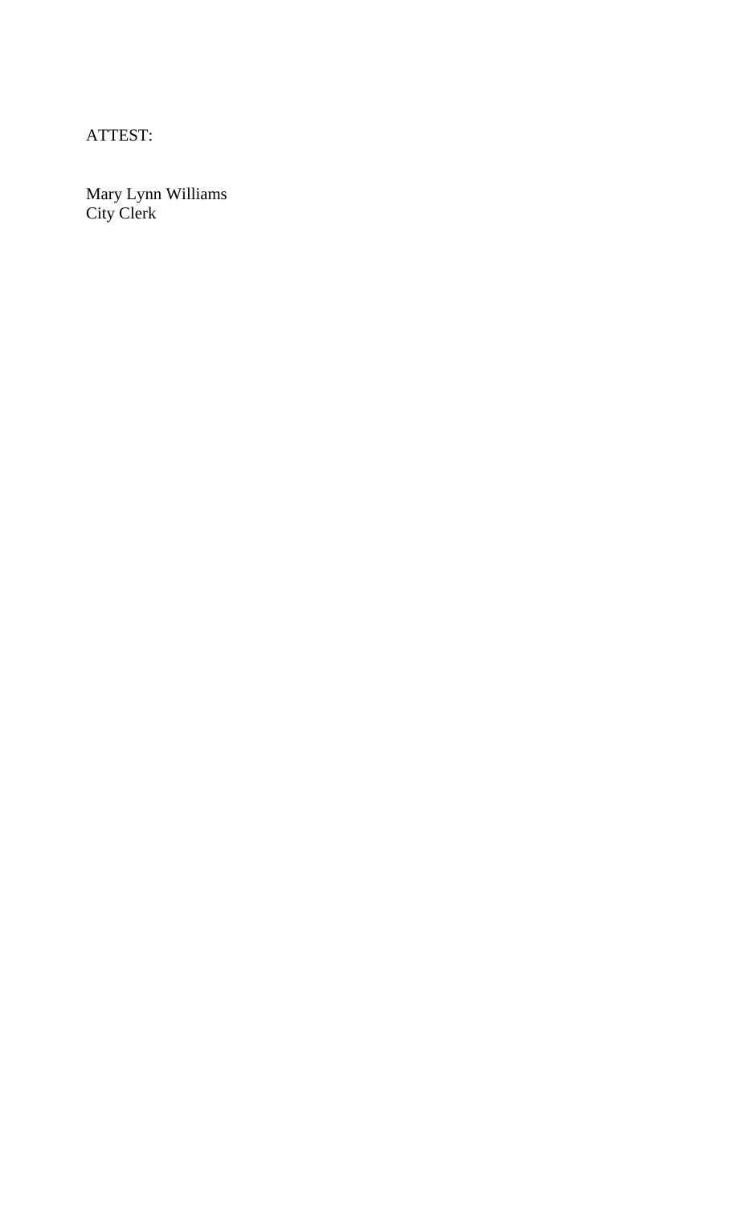ATTEST:

Mary Lynn Williams
City Clerk